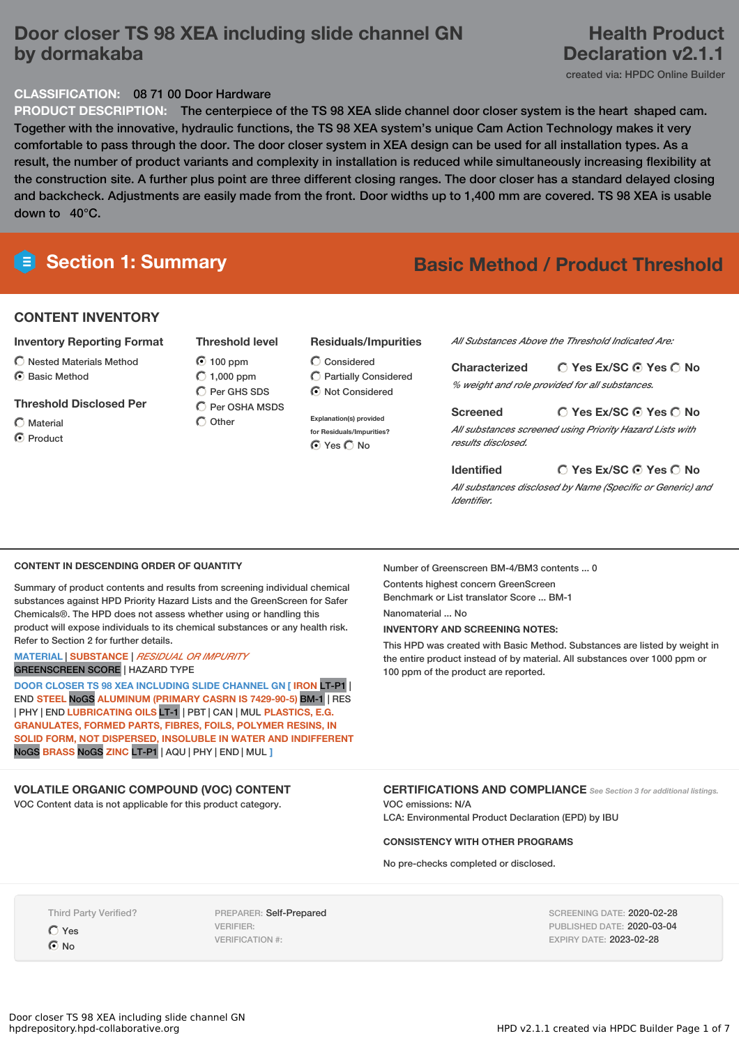# Door closer TS 98 XEA including slide channel GN by dormakaba

**Health Product Declaration v2.1.1**

created via: HPDC Online Builder

**CLASSIFICATION:** 08 71 00 Door Hardware

**PRODUCT DESCRIPTION:** The centerpiece of the TS 98 XEA slide channel door closer system is the heart shaped cam. Together with the innovative, hydraulic functions, the TS 98 XEA system's unique Cam Action Technology makes it very comfortable to pass through the door. The door closer system in XEA design can be used for all installation types. As a result, the number of product variants and complexity in installation is reduced while simultaneously increasing flexibility at the construction site. A further plus point are three different closing ranges. The door closer has a standard delayed closing and backcheck. Adjustments are easily made from the front. Door widths up to 1,400 mm are covered. TS 98 XEA is usable down to 40°C.

## Section 1: Summary

**Basic Method / Product Threshold**

### CONTENT INVENTORY

**Inventory Reporting Format**
- ○ Nested Materials Method
- ● Basic Method

**Threshold Disclosed Per**
- ○ Material
- ● Product

**Threshold level**
- ● 100 ppm
- ○ 1,000 ppm
- ○ Per GHS SDS
- ○ Per OSHA MSDS
- ○ Other

**Residuals/Impurities**
- ○ Considered
- ○ Partially Considered
- ● Not Considered

Explanation(s) provided for Residuals/Impurities?
● Yes ○ No

*All Substances Above the Threshold Indicated Are:*

**Characterized** ○ Yes Ex/SC ● Yes ○ No
*% weight and role provided for all substances.*

**Screened** ○ Yes Ex/SC ● Yes ○ No
*All substances screened using Priority Hazard Lists with results disclosed.*

**Identified** ○ Yes Ex/SC ● Yes ○ No
*All substances disclosed by Name (Specific or Generic) and Identifier.*

### CONTENT IN DESCENDING ORDER OF QUANTITY

Summary of product contents and results from screening individual chemical substances against HPD Priority Hazard Lists and the GreenScreen for Safer Chemicals®. The HPD does not assess whether using or handling this product will expose individuals to its chemical substances or any health risk. Refer to Section 2 for further details.

MATERIAL | SUBSTANCE | *RESIDUAL OR IMPURITY*
GREENSCREEN SCORE | HAZARD TYPE

DOOR CLOSER TS 98 XEA INCLUDING SLIDE CHANNEL GN [ IRON LT-P1 | END STEEL NoGS ALUMINUM (PRIMARY CASRN IS 7429-90-5) BM-1 | RES | PHY | END LUBRICATING OILS LT-1 | PBT | CAN | MUL PLASTICS, E.G. GRANULATES, FORMED PARTS, FIBRES, FOILS, POLYMER RESINS, IN SOLID FORM, NOT DISPERSED, INSOLUBLE IN WATER AND INDIFFERENT NoGS BRASS NoGS ZINC LT-P1 | AQU | PHY | END | MUL ]

Number of Greenscreen BM-4/BM3 contents ... 0

Contents highest concern GreenScreen Benchmark or List translator Score ... BM-1

Nanomaterial ... No

**INVENTORY AND SCREENING NOTES:**

This HPD was created with Basic Method. Substances are listed by weight in the entire product instead of by material. All substances over 1000 ppm or 100 ppm of the product are reported.

### VOLATILE ORGANIC COMPOUND (VOC) CONTENT

VOC Content data is not applicable for this product category.

### CERTIFICATIONS AND COMPLIANCE

*See Section 3 for additional listings.*

VOC emissions: N/A

LCA: Environmental Product Declaration (EPD) by IBU

**CONSISTENCY WITH OTHER PROGRAMS**

No pre-checks completed or disclosed.

Third Party Verified?
- ○ Yes
- ● No

PREPARER: Self-Prepared
VERIFIER:
VERIFICATION #:

SCREENING DATE: 2020-02-28
PUBLISHED DATE: 2020-03-04
EXPIRY DATE: 2023-02-28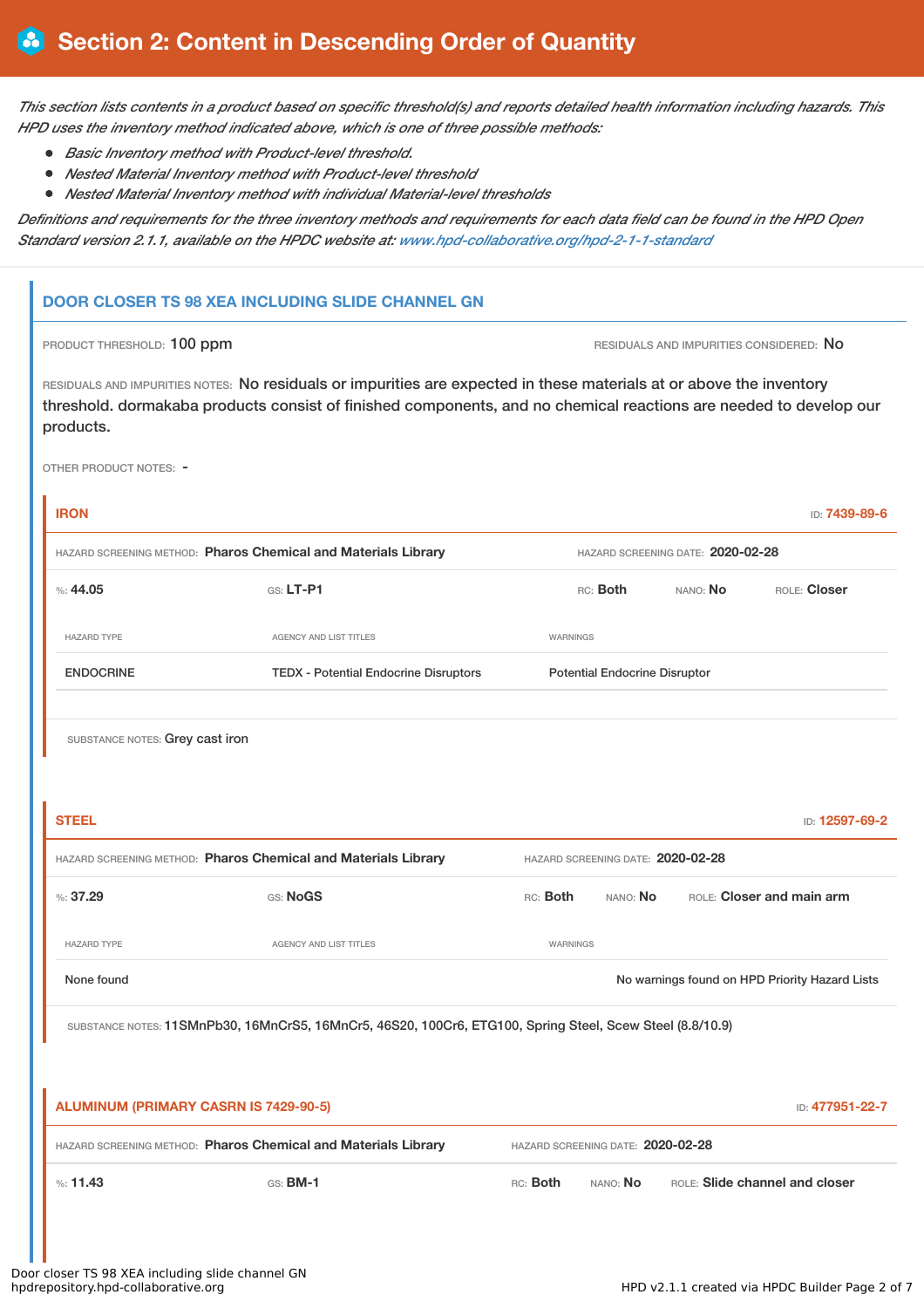# Section 2: Content in Descending Order of Quantity

*This section lists contents in a product based on specific threshold(s) and reports detailed health information including hazards. This HPD uses the inventory method indicated above, which is one of three possible methods:*

- *Basic Inventory method with Product-level threshold.*
- *Nested Material Inventory method with Product-level threshold*
- *Nested Material Inventory method with individual Material-level thresholds*

*Definitions and requirements for the three inventory methods and requirements for each data field can be found in the HPD Open Standard version 2.1.1, available on the HPDC website at: www.hpd-collaborative.org/hpd-2-1-1-standard*

## DOOR CLOSER TS 98 XEA INCLUDING SLIDE CHANNEL GN

PRODUCT THRESHOLD: 100 ppm

RESIDUALS AND IMPURITIES CONSIDERED: No

RESIDUALS AND IMPURITIES NOTES: No residuals or impurities are expected in these materials at or above the inventory threshold. dormakaba products consist of finished components, and no chemical reactions are needed to develop our products.

OTHER PRODUCT NOTES: -

### IRON

ID: 7439-89-6

HAZARD SCREENING METHOD: **Pharos Chemical and Materials Library**

HAZARD SCREENING DATE: **2020-02-28**

%: **44.05** | GS: **LT-P1** | RC: **Both** | NANO: **No** | ROLE: **Closer**

| HAZARD TYPE | AGENCY AND LIST TITLES | WARNINGS |
|---|---|---|
| ENDOCRINE | TEDX - Potential Endocrine Disruptors | Potential Endocrine Disruptor |

SUBSTANCE NOTES: Grey cast iron

### STEEL

ID: 12597-69-2

HAZARD SCREENING METHOD: **Pharos Chemical and Materials Library**

HAZARD SCREENING DATE: **2020-02-28**

%: **37.29** | GS: **NoGS** | RC: **Both** | NANO: **No** | ROLE: **Closer and main arm**

| HAZARD TYPE | AGENCY AND LIST TITLES | WARNINGS |
|---|---|---|
| None found | | No warnings found on HPD Priority Hazard Lists |

SUBSTANCE NOTES: 11SMnPb30, 16MnCrS5, 16MnCr5, 46S20, 100Cr6, ETG100, Spring Steel, Scew Steel (8.8/10.9)

### ALUMINUM (PRIMARY CASRN IS 7429-90-5)

ID: 477951-22-7

HAZARD SCREENING METHOD: **Pharos Chemical and Materials Library**

HAZARD SCREENING DATE: **2020-02-28**

%: **11.43** | GS: **BM-1** | RC: **Both** | NANO: **No** | ROLE: **Slide channel and closer**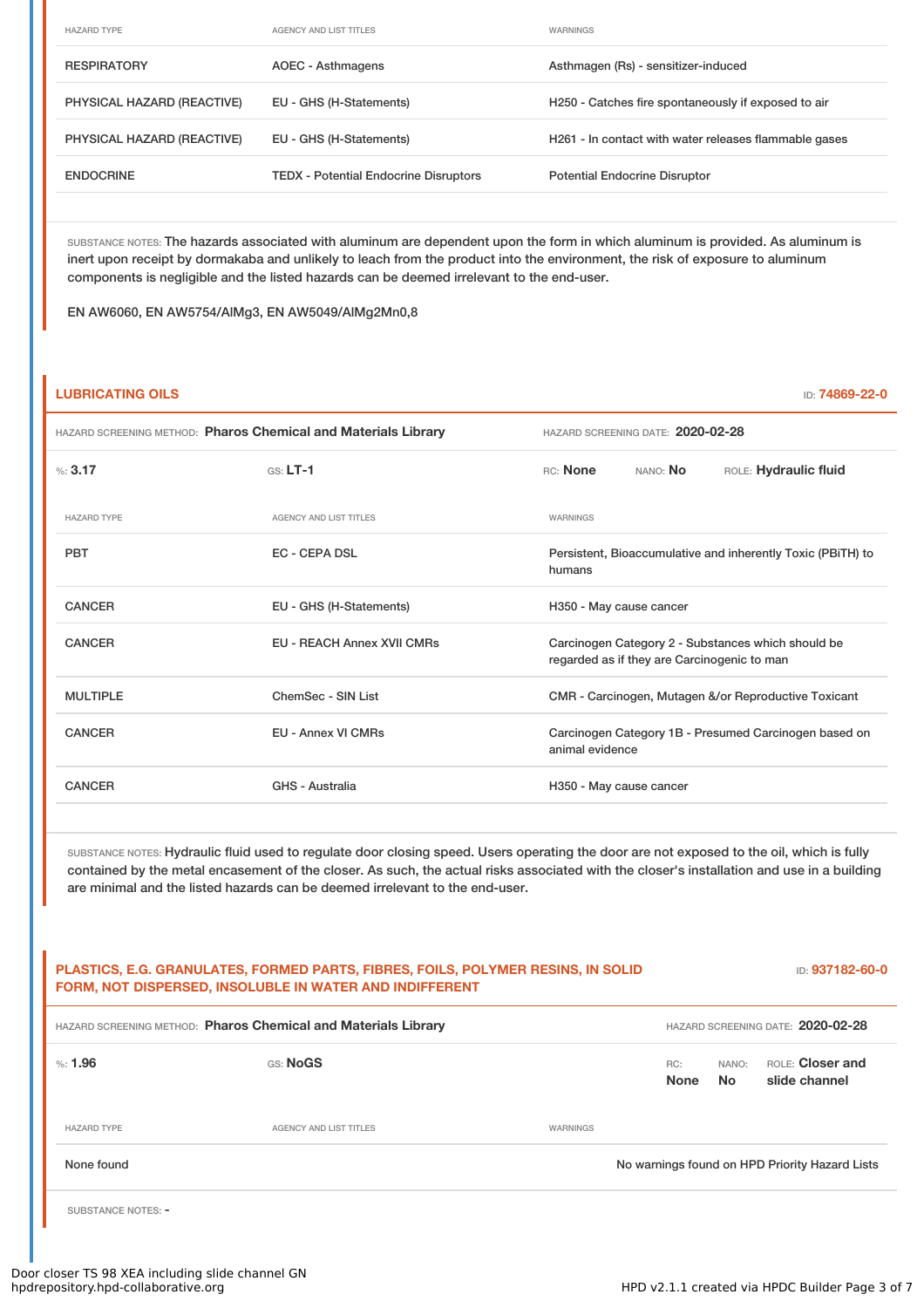| HAZARD TYPE | AGENCY AND LIST TITLES | WARNINGS |
|---|---|---|
| RESPIRATORY | AOEC - Asthmagens | Asthmagen (Rs) - sensitizer-induced |
| PHYSICAL HAZARD (REACTIVE) | EU - GHS (H-Statements) | H250 - Catches fire spontaneously if exposed to air |
| PHYSICAL HAZARD (REACTIVE) | EU - GHS (H-Statements) | H261 - In contact with water releases flammable gases |
| ENDOCRINE | TEDX - Potential Endocrine Disruptors | Potential Endocrine Disruptor |

SUBSTANCE NOTES: The hazards associated with aluminum are dependent upon the form in which aluminum is provided. As aluminum is inert upon receipt by dormakaba and unlikely to leach from the product into the environment, the risk of exposure to aluminum components is negligible and the listed hazards can be deemed irrelevant to the end-user.

EN AW6060, EN AW5754/AlMg3, EN AW5049/AlMg2Mn0,8

## LUBRICATING OILS

ID: **74869-22-0**

HAZARD SCREENING METHOD: **Pharos Chemical and Materials Library** HAZARD SCREENING DATE: **2020-02-28**

%: **3.17** GS: **LT-1** RC: **None** NANO: **No** ROLE: **Hydraulic fluid**

| HAZARD TYPE | AGENCY AND LIST TITLES | WARNINGS |
|---|---|---|
| PBT | EC - CEPA DSL | Persistent, Bioaccumulative and inherently Toxic (PBiTH) to humans |
| CANCER | EU - GHS (H-Statements) | H350 - May cause cancer |
| CANCER | EU - REACH Annex XVII CMRs | Carcinogen Category 2 - Substances which should be regarded as if they are Carcinogenic to man |
| MULTIPLE | ChemSec - SIN List | CMR - Carcinogen, Mutagen &/or Reproductive Toxicant |
| CANCER | EU - Annex VI CMRs | Carcinogen Category 1B - Presumed Carcinogen based on animal evidence |
| CANCER | GHS - Australia | H350 - May cause cancer |

SUBSTANCE NOTES: Hydraulic fluid used to regulate door closing speed. Users operating the door are not exposed to the oil, which is fully contained by the metal encasement of the closer. As such, the actual risks associated with the closer's installation and use in a building are minimal and the listed hazards can be deemed irrelevant to the end-user.

## PLASTICS, E.G. GRANULATES, FORMED PARTS, FIBRES, FOILS, POLYMER RESINS, IN SOLID FORM, NOT DISPERSED, INSOLUBLE IN WATER AND INDIFFERENT

ID: **937182-60-0**

HAZARD SCREENING METHOD: **Pharos Chemical and Materials Library** HAZARD SCREENING DATE: **2020-02-28**

%: **1.96** GS: **NoGS** RC: **None** NANO: **No** ROLE: **Closer and slide channel**

| HAZARD TYPE | AGENCY AND LIST TITLES | WARNINGS |
|---|---|---|
| None found | | No warnings found on HPD Priority Hazard Lists |

SUBSTANCE NOTES: -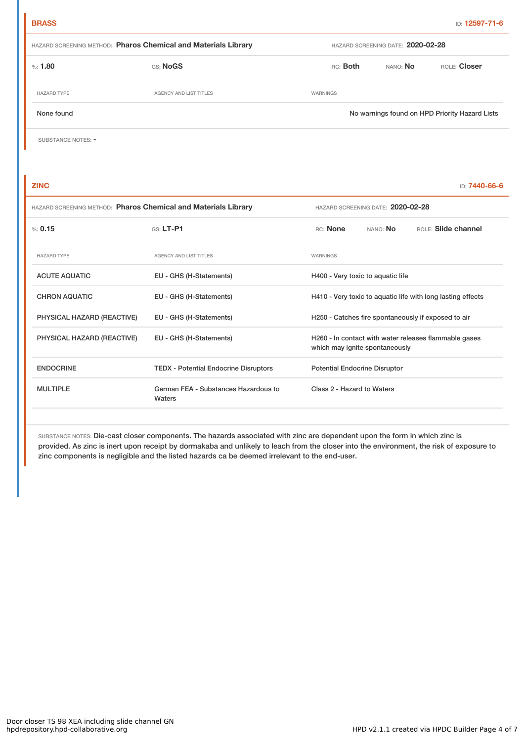## BRASS

ID: **12597-71-6**

HAZARD SCREENING METHOD: **Pharos Chemical and Materials Library** HAZARD SCREENING DATE: **2020-02-28**

%: **1.80** GS: **NoGS** RC: **Both** NANO: **No** ROLE: **Closer**

| HAZARD TYPE | AGENCY AND LIST TITLES | WARNINGS |
|---|---|---|
| None found | | No warnings found on HPD Priority Hazard Lists |

SUBSTANCE NOTES: -

## ZINC

ID: **7440-66-6**

HAZARD SCREENING METHOD: **Pharos Chemical and Materials Library** HAZARD SCREENING DATE: **2020-02-28**

%: **0.15** GS: **LT-P1** RC: **None** NANO: **No** ROLE: **Slide channel**

| HAZARD TYPE | AGENCY AND LIST TITLES | WARNINGS |
|---|---|---|
| ACUTE AQUATIC | EU - GHS (H-Statements) | H400 - Very toxic to aquatic life |
| CHRON AQUATIC | EU - GHS (H-Statements) | H410 - Very toxic to aquatic life with long lasting effects |
| PHYSICAL HAZARD (REACTIVE) | EU - GHS (H-Statements) | H250 - Catches fire spontaneously if exposed to air |
| PHYSICAL HAZARD (REACTIVE) | EU - GHS (H-Statements) | H260 - In contact with water releases flammable gases which may ignite spontaneously |
| ENDOCRINE | TEDX - Potential Endocrine Disruptors | Potential Endocrine Disruptor |
| MULTIPLE | German FEA - Substances Hazardous to Waters | Class 2 - Hazard to Waters |

SUBSTANCE NOTES: Die-cast closer components. The hazards associated with zinc are dependent upon the form in which zinc is provided. As zinc is inert upon receipt by dormakaba and unlikely to leach from the closer into the environment, the risk of exposure to zinc components is negligible and the listed hazards ca be deemed irrelevant to the end-user.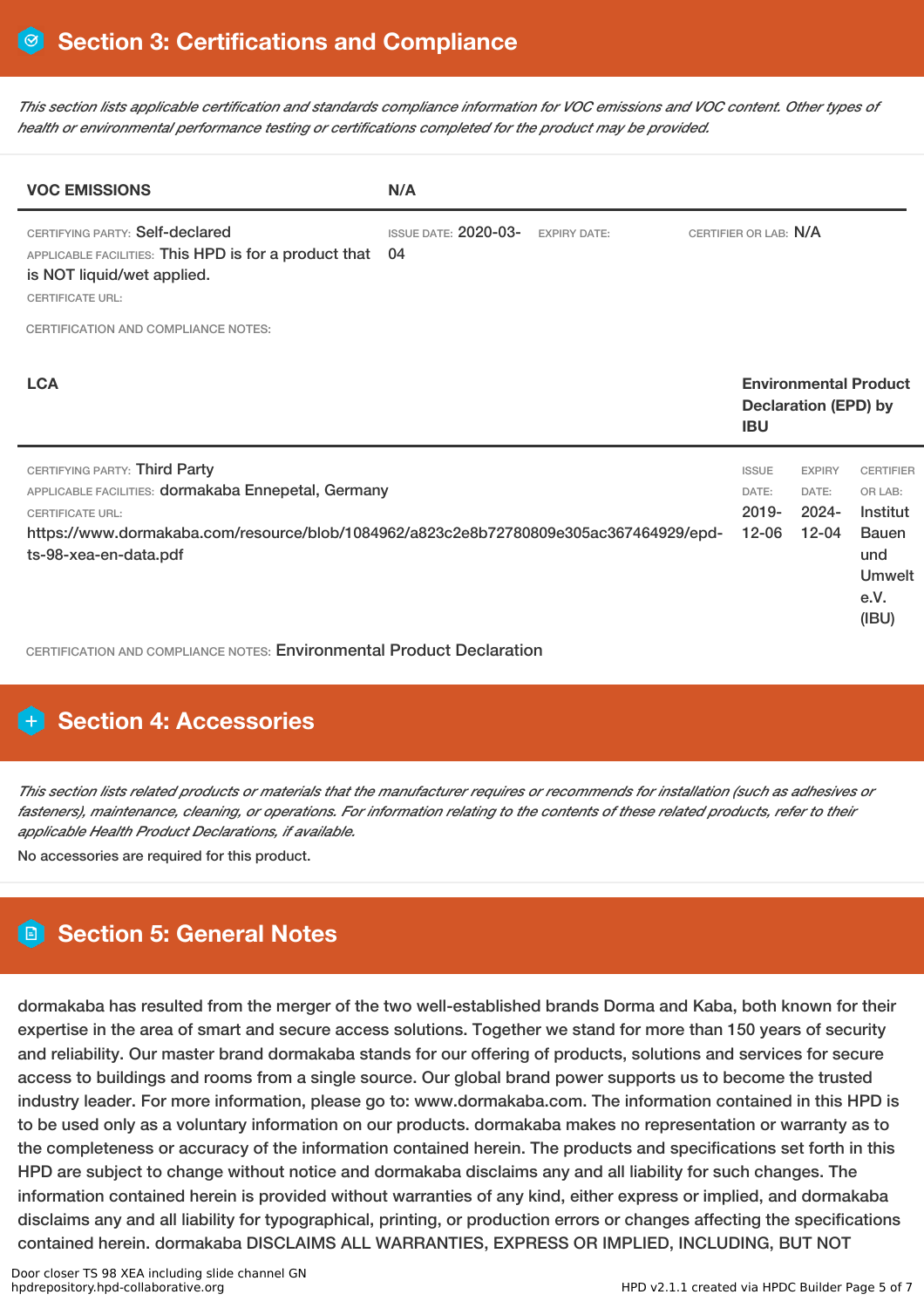## Section 3: Certifications and Compliance

*This section lists applicable certification and standards compliance information for VOC emissions and VOC content. Other types of health or environmental performance testing or certifications completed for the product may be provided.*

| VOC EMISSIONS | N/A | | |
|---|---|---|---|
| CERTIFYING PARTY: Self-declared<br>APPLICABLE FACILITIES: This HPD is for a product that is NOT liquid/wet applied.<br>CERTIFICATE URL: | ISSUE DATE: 2020-03-04 | EXPIRY DATE: | CERTIFIER OR LAB: N/A |

CERTIFICATION AND COMPLIANCE NOTES:

| LCA | Environmental Product Declaration (EPD) by IBU | | |
|---|---|---|---|
| CERTIFYING PARTY: Third Party<br>APPLICABLE FACILITIES: dormakaba Ennepetal, Germany<br>CERTIFICATE URL:<br>https://www.dormakaba.com/resource/blob/1084962/a823c2e8b72780809e305ac367464929/epd-ts-98-xea-en-data.pdf | ISSUE DATE: 2019-12-06 | EXPIRY DATE: 2024-12-04 | CERTIFIER OR LAB: Institut Bauen und Umwelt e.V. (IBU) |

CERTIFICATION AND COMPLIANCE NOTES: Environmental Product Declaration

## Section 4: Accessories

*This section lists related products or materials that the manufacturer requires or recommends for installation (such as adhesives or fasteners), maintenance, cleaning, or operations. For information relating to the contents of these related products, refer to their applicable Health Product Declarations, if available.*

No accessories are required for this product.

## Section 5: General Notes

dormakaba has resulted from the merger of the two well-established brands Dorma and Kaba, both known for their expertise in the area of smart and secure access solutions. Together we stand for more than 150 years of security and reliability. Our master brand dormakaba stands for our offering of products, solutions and services for secure access to buildings and rooms from a single source. Our global brand power supports us to become the trusted industry leader. For more information, please go to: www.dormakaba.com. The information contained in this HPD is to be used only as a voluntary information on our products. dormakaba makes no representation or warranty as to the completeness or accuracy of the information contained herein. The products and specifications set forth in this HPD are subject to change without notice and dormakaba disclaims any and all liability for such changes. The information contained herein is provided without warranties of any kind, either express or implied, and dormakaba disclaims any and all liability for typographical, printing, or production errors or changes affecting the specifications contained herein. dormakaba DISCLAIMS ALL WARRANTIES, EXPRESS OR IMPLIED, INCLUDING, BUT NOT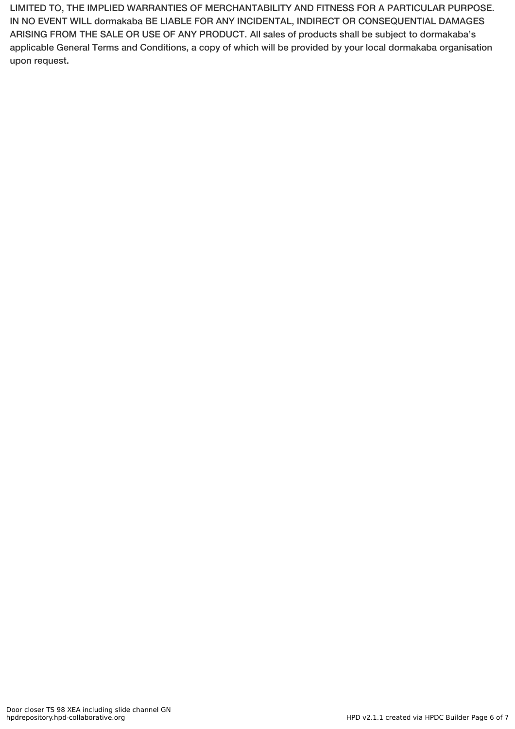LIMITED TO, THE IMPLIED WARRANTIES OF MERCHANTABILITY AND FITNESS FOR A PARTICULAR PURPOSE. IN NO EVENT WILL dormakaba BE LIABLE FOR ANY INCIDENTAL, INDIRECT OR CONSEQUENTIAL DAMAGES ARISING FROM THE SALE OR USE OF ANY PRODUCT. All sales of products shall be subject to dormakaba's applicable General Terms and Conditions, a copy of which will be provided by your local dormakaba organisation upon request.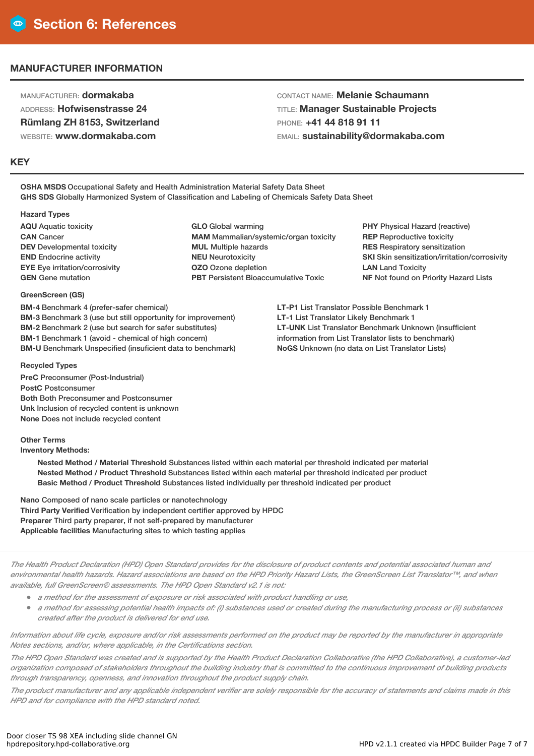# Section 6: References

## MANUFACTURER INFORMATION

MANUFACTURER: **dormakaba**
ADDRESS: **Hofwisenstrasse 24**
**Rümlang ZH 8153, Switzerland**
WEBSITE: **www.dormakaba.com**

CONTACT NAME: **Melanie Schaumann**
TITLE: **Manager Sustainable Projects**
PHONE: **+41 44 818 91 11**
EMAIL: **sustainability@dormakaba.com**

## KEY

**OSHA MSDS** Occupational Safety and Health Administration Material Safety Data Sheet
**GHS SDS** Globally Harmonized System of Classification and Labeling of Chemicals Safety Data Sheet

**Hazard Types**

**AQU** Aquatic toxicity
**CAN** Cancer
**DEV** Developmental toxicity
**END** Endocrine activity
**EYE** Eye irritation/corrosivity
**GEN** Gene mutation
**GLO** Global warming
**MAM** Mammalian/systemic/organ toxicity
**MUL** Multiple hazards
**NEU** Neurotoxicity
**OZO** Ozone depletion
**PBT** Persistent Bioaccumulative Toxic
**PHY** Physical Hazard (reactive)
**REP** Reproductive toxicity
**RES** Respiratory sensitization
**SKI** Skin sensitization/irritation/corrosivity
**LAN** Land Toxicity
**NF** Not found on Priority Hazard Lists

**GreenScreen (GS)**

**BM-4** Benchmark 4 (prefer-safer chemical)
**BM-3** Benchmark 3 (use but still opportunity for improvement)
**BM-2** Benchmark 2 (use but search for safer substitutes)
**BM-1** Benchmark 1 (avoid - chemical of high concern)
**BM-U** Benchmark Unspecified (insuficient data to benchmark)
**LT-P1** List Translator Possible Benchmark 1
**LT-1** List Translator Likely Benchmark 1
**LT-UNK** List Translator Benchmark Unknown (insufficient information from List Translator lists to benchmark)
**NoGS** Unknown (no data on List Translator Lists)

**Recycled Types**

**PreC** Preconsumer (Post-Industrial)
**PostC** Postconsumer
**Both** Both Preconsumer and Postconsumer
**Unk** Inclusion of recycled content is unknown
**None** Does not include recycled content

**Other Terms**
**Inventory Methods:**

**Nested Method / Material Threshold** Substances listed within each material per threshold indicated per material
**Nested Method / Product Threshold** Substances listed within each material per threshold indicated per product
**Basic Method / Product Threshold** Substances listed individually per threshold indicated per product

**Nano** Composed of nano scale particles or nanotechnology
**Third Party Verified** Verification by independent certifier approved by HPDC
**Preparer** Third party preparer, if not self-prepared by manufacturer
**Applicable facilities** Manufacturing sites to which testing applies

*The Health Product Declaration (HPD) Open Standard provides for the disclosure of product contents and potential associated human and environmental health hazards. Hazard associations are based on the HPD Priority Hazard Lists, the GreenScreen List Translator™, and when available, full GreenScreen® assessments. The HPD Open Standard v2.1 is not:*

- *a method for the assessment of exposure or risk associated with product handling or use,*
- *a method for assessing potential health impacts of: (i) substances used or created during the manufacturing process or (ii) substances created after the product is delivered for end use.*

*Information about life cycle, exposure and/or risk assessments performed on the product may be reported by the manufacturer in appropriate Notes sections, and/or, where applicable, in the Certifications section.*

*The HPD Open Standard was created and is supported by the Health Product Declaration Collaborative (the HPD Collaborative), a customer-led organization composed of stakeholders throughout the building industry that is committed to the continuous improvement of building products through transparency, openness, and innovation throughout the product supply chain.*

*The product manufacturer and any applicable independent verifier are solely responsible for the accuracy of statements and claims made in this HPD and for compliance with the HPD standard noted.*